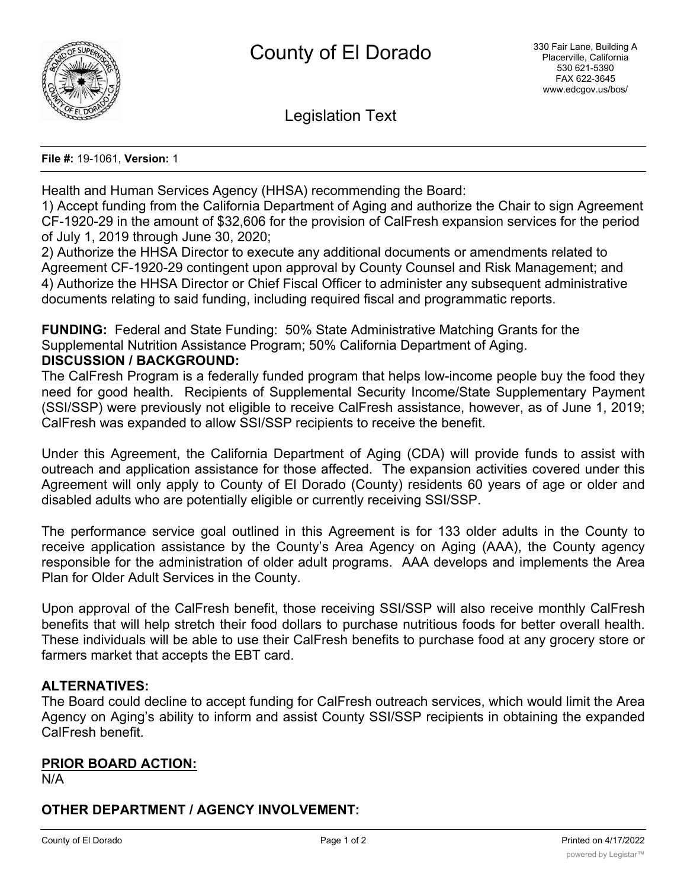# County of El Dorado

330 Fair Lane, Building A
Placerville, California
530 621-5390
FAX 622-3645
www.edcgov.us/bos/

## Legislation Text

**File #:** 19-1061, **Version:** 1

Health and Human Services Agency (HHSA) recommending the Board:
1) Accept funding from the California Department of Aging and authorize the Chair to sign Agreement CF-1920-29 in the amount of $32,606 for the provision of CalFresh expansion services for the period of July 1, 2019 through June 30, 2020;
2) Authorize the HHSA Director to execute any additional documents or amendments related to Agreement CF-1920-29 contingent upon approval by County Counsel and Risk Management; and
4) Authorize the HHSA Director or Chief Fiscal Officer to administer any subsequent administrative documents relating to said funding, including required fiscal and programmatic reports.

**FUNDING:** Federal and State Funding: 50% State Administrative Matching Grants for the Supplemental Nutrition Assistance Program; 50% California Department of Aging.

**DISCUSSION / BACKGROUND:**

The CalFresh Program is a federally funded program that helps low-income people buy the food they need for good health. Recipients of Supplemental Security Income/State Supplementary Payment (SSI/SSP) were previously not eligible to receive CalFresh assistance, however, as of June 1, 2019; CalFresh was expanded to allow SSI/SSP recipients to receive the benefit.

Under this Agreement, the California Department of Aging (CDA) will provide funds to assist with outreach and application assistance for those affected. The expansion activities covered under this Agreement will only apply to County of El Dorado (County) residents 60 years of age or older and disabled adults who are potentially eligible or currently receiving SSI/SSP.

The performance service goal outlined in this Agreement is for 133 older adults in the County to receive application assistance by the County's Area Agency on Aging (AAA), the County agency responsible for the administration of older adult programs. AAA develops and implements the Area Plan for Older Adult Services in the County.

Upon approval of the CalFresh benefit, those receiving SSI/SSP will also receive monthly CalFresh benefits that will help stretch their food dollars to purchase nutritious foods for better overall health. These individuals will be able to use their CalFresh benefits to purchase food at any grocery store or farmers market that accepts the EBT card.

**ALTERNATIVES:**

The Board could decline to accept funding for CalFresh outreach services, which would limit the Area Agency on Aging's ability to inform and assist County SSI/SSP recipients in obtaining the expanded CalFresh benefit.

**PRIOR BOARD ACTION:**

N/A

**OTHER DEPARTMENT / AGENCY INVOLVEMENT:**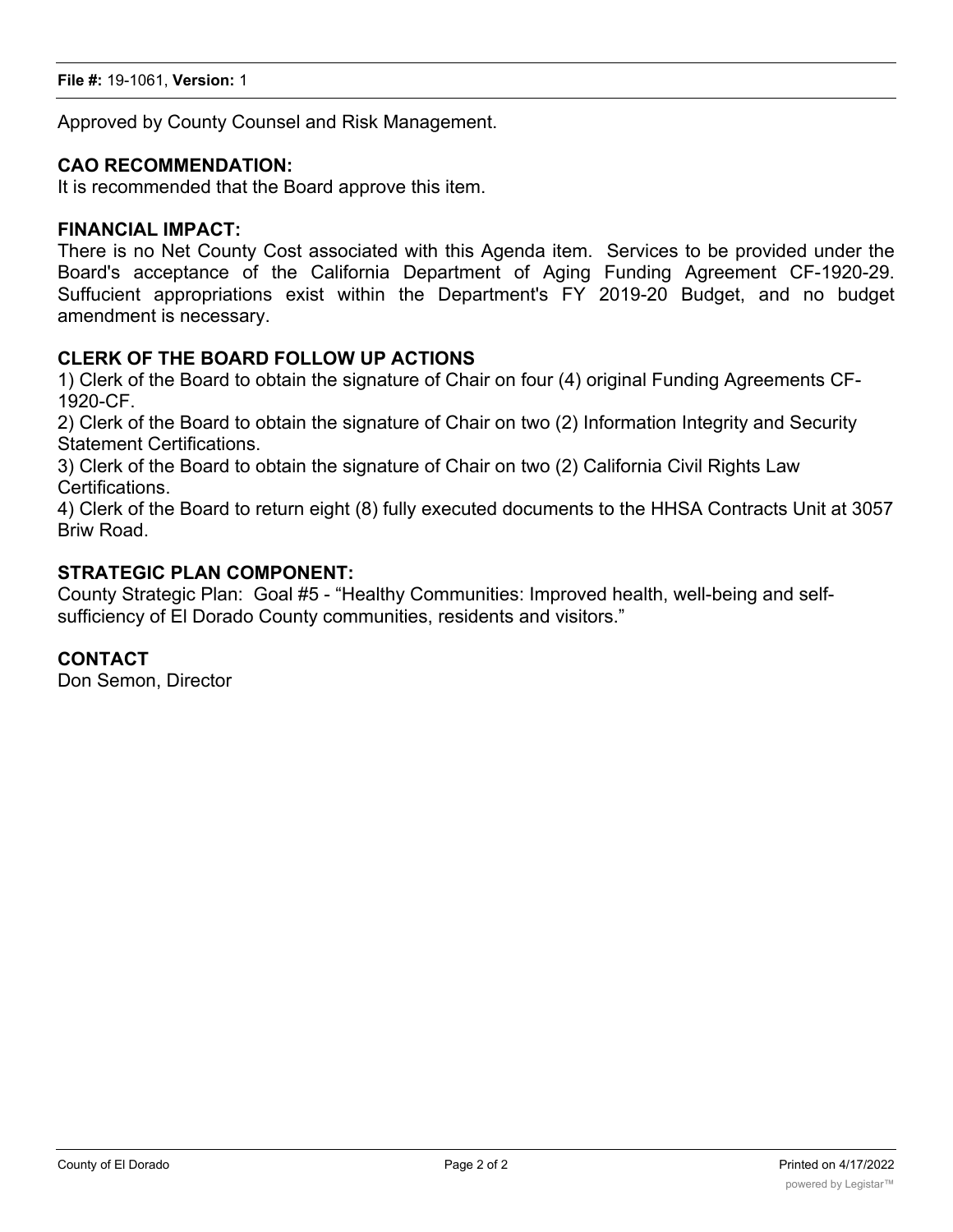Approved by County Counsel and Risk Management.

**CAO RECOMMENDATION:**

It is recommended that the Board approve this item.

**FINANCIAL IMPACT:**

There is no Net County Cost associated with this Agenda item. Services to be provided under the Board's acceptance of the California Department of Aging Funding Agreement CF-1920-29. Suffucient appropriations exist within the Department's FY 2019-20 Budget, and no budget amendment is necessary.

**CLERK OF THE BOARD FOLLOW UP ACTIONS**

1) Clerk of the Board to obtain the signature of Chair on four (4) original Funding Agreements CF-1920-CF.
2) Clerk of the Board to obtain the signature of Chair on two (2) Information Integrity and Security Statement Certifications.
3) Clerk of the Board to obtain the signature of Chair on two (2) California Civil Rights Law Certifications.
4) Clerk of the Board to return eight (8) fully executed documents to the HHSA Contracts Unit at 3057 Briw Road.

**STRATEGIC PLAN COMPONENT:**

County Strategic Plan: Goal #5 - "Healthy Communities: Improved health, well-being and self-sufficiency of El Dorado County communities, residents and visitors."

**CONTACT**

Don Semon, Director